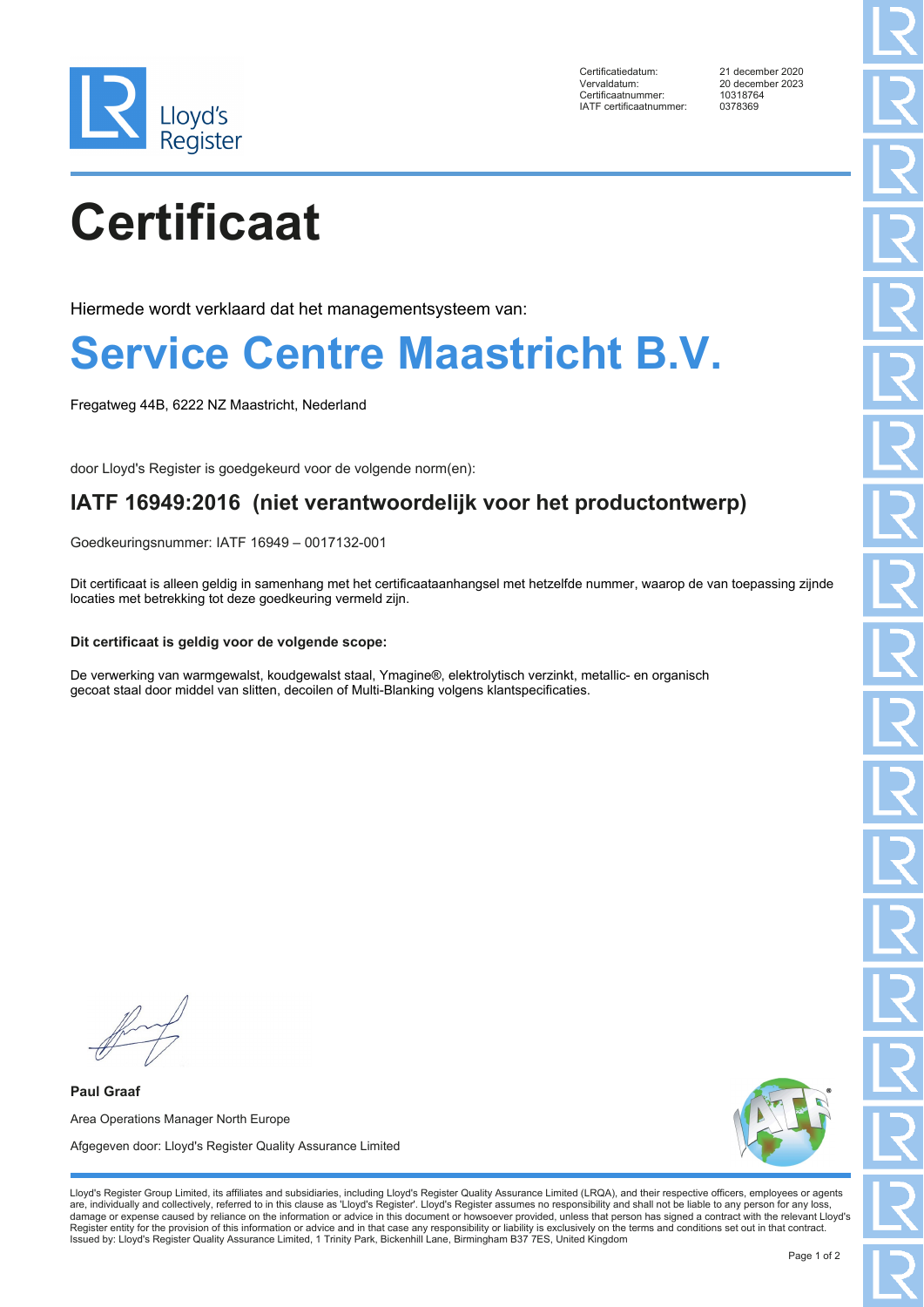Lloyd's Register

| | |
|---|---|
| Certificatiedatum: | 21 december 2020 |
| Vervaldatum: | 20 december 2023 |
| Certificaatnummer: | 10318764 |
| IATF certificaatnummer: | 0378369 |

# Certificaat

Hiermede wordt verklaard dat het managementsysteem van:

# Service Centre Maastricht B.V.

Fregatweg 44B, 6222 NZ Maastricht, Nederland

door Lloyd's Register is goedgekeurd voor de volgende norm(en):

## IATF 16949:2016 (niet verantwoordelijk voor het productontwerp)

Goedkeuringsnummer: IATF 16949 – 0017132-001

Dit certificaat is alleen geldig in samenhang met het certificaataanhangsel met hetzelfde nummer, waarop de van toepassing zijnde locaties met betrekking tot deze goedkeuring vermeld zijn.

**Dit certificaat is geldig voor de volgende scope:**

De verwerking van warmgewalst, koudgewalst staal, Ymagine®, elektrolytisch verzinkt, metallic- en organisch gecoat staal door middel van slitten, decoilen of Multi-Blanking volgens klantspecificaties.

**Paul Graaf**

Area Operations Manager North Europe

Afgegeven door: Lloyd's Register Quality Assurance Limited

Lloyd's Register Group Limited, its affiliates and subsidiaries, including Lloyd's Register Quality Assurance Limited (LRQA), and their respective officers, employees or agents are, individually and collectively, referred to in this clause as 'Lloyd's Register'. Lloyd's Register assumes no responsibility and shall not be liable to any person for any loss, damage or expense caused by reliance on the information or advice in this document or howsoever provided, unless that person has signed a contract with the relevant Lloyd's Register entity for the provision of this information or advice and in that case any responsibility or liability is exclusively on the terms and conditions set out in that contract.
Issued by: Lloyd's Register Quality Assurance Limited, 1 Trinity Park, Bickenhill Lane, Birmingham B37 7ES, United Kingdom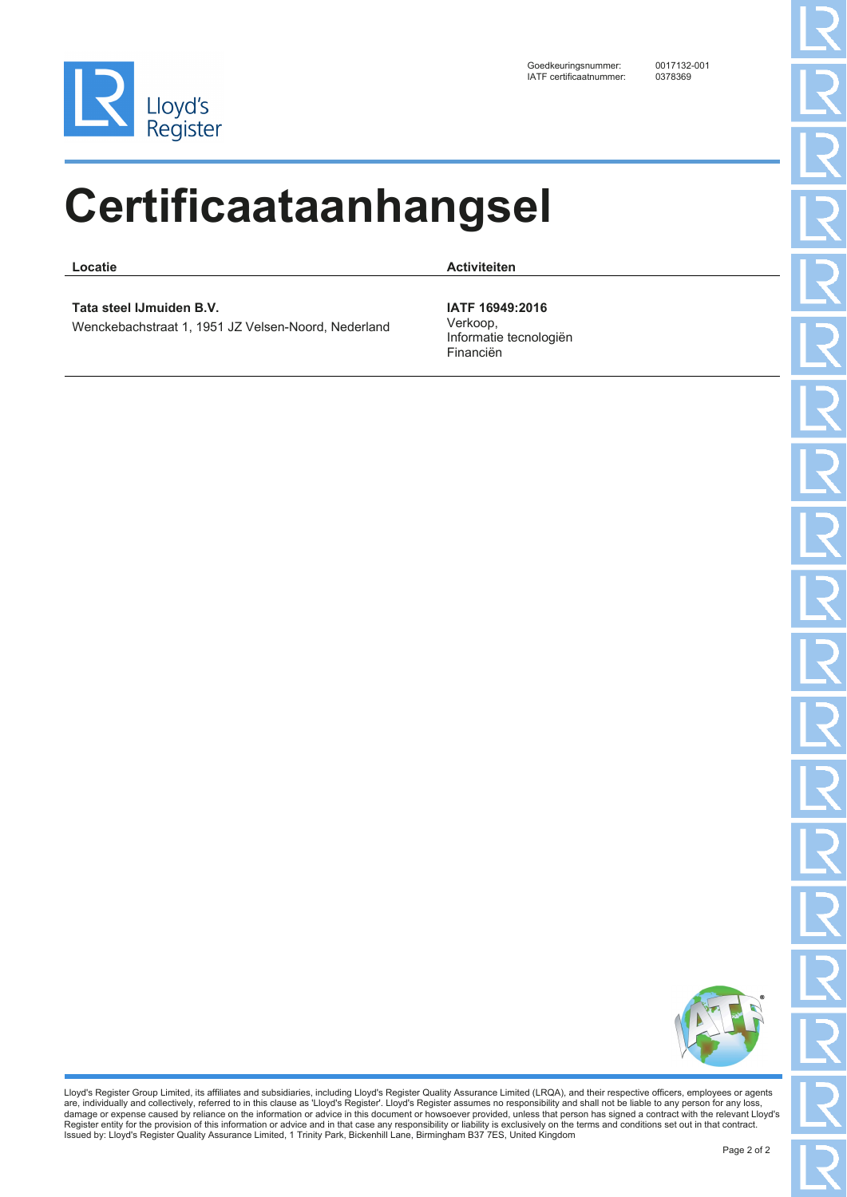Goedkeuringsnummer: 0017132-001
IATF certificaatnummer: 0378369

# Certificaataanhangsel

| Locatie | Activiteiten |
| --- | --- |
| **Tata steel IJmuiden B.V.** Wenckebachstraat 1, 1951 JZ Velsen-Noord, Nederland | **IATF 16949:2016** Verkoop, Informatie tecnologiën Financiën |

Lloyd's Register Group Limited, its affiliates and subsidiaries, including Lloyd's Register Quality Assurance Limited (LRQA), and their respective officers, employees or agents are, individually and collectively, referred to in this clause as 'Lloyd's Register'. Lloyd's Register assumes no responsibility and shall not be liable to any person for any loss, damage or expense caused by reliance on the information or advice in this document or howsoever provided, unless that person has signed a contract with the relevant Lloyd's Register entity for the provision of this information or advice and in that case any responsibility or liability is exclusively on the terms and conditions set out in that contract.
Issued by: Lloyd's Register Quality Assurance Limited, 1 Trinity Park, Bickenhill Lane, Birmingham B37 7ES, United Kingdom